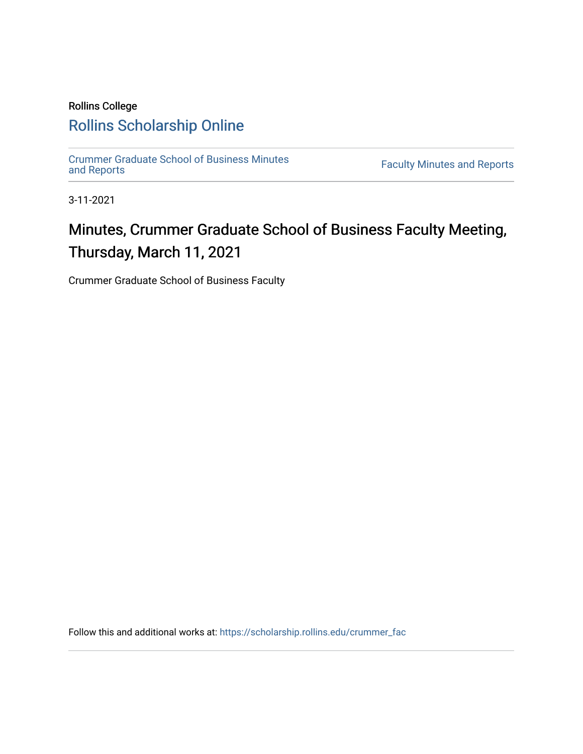Rollins College

# Rollins Scholarship Online

Crummer Graduate School of Business Minutes and Reports

Faculty Minutes and Reports

3-11-2021

## Minutes, Crummer Graduate School of Business Faculty Meeting, Thursday, March 11, 2021

Crummer Graduate School of Business Faculty

Follow this and additional works at: https://scholarship.rollins.edu/crummer_fac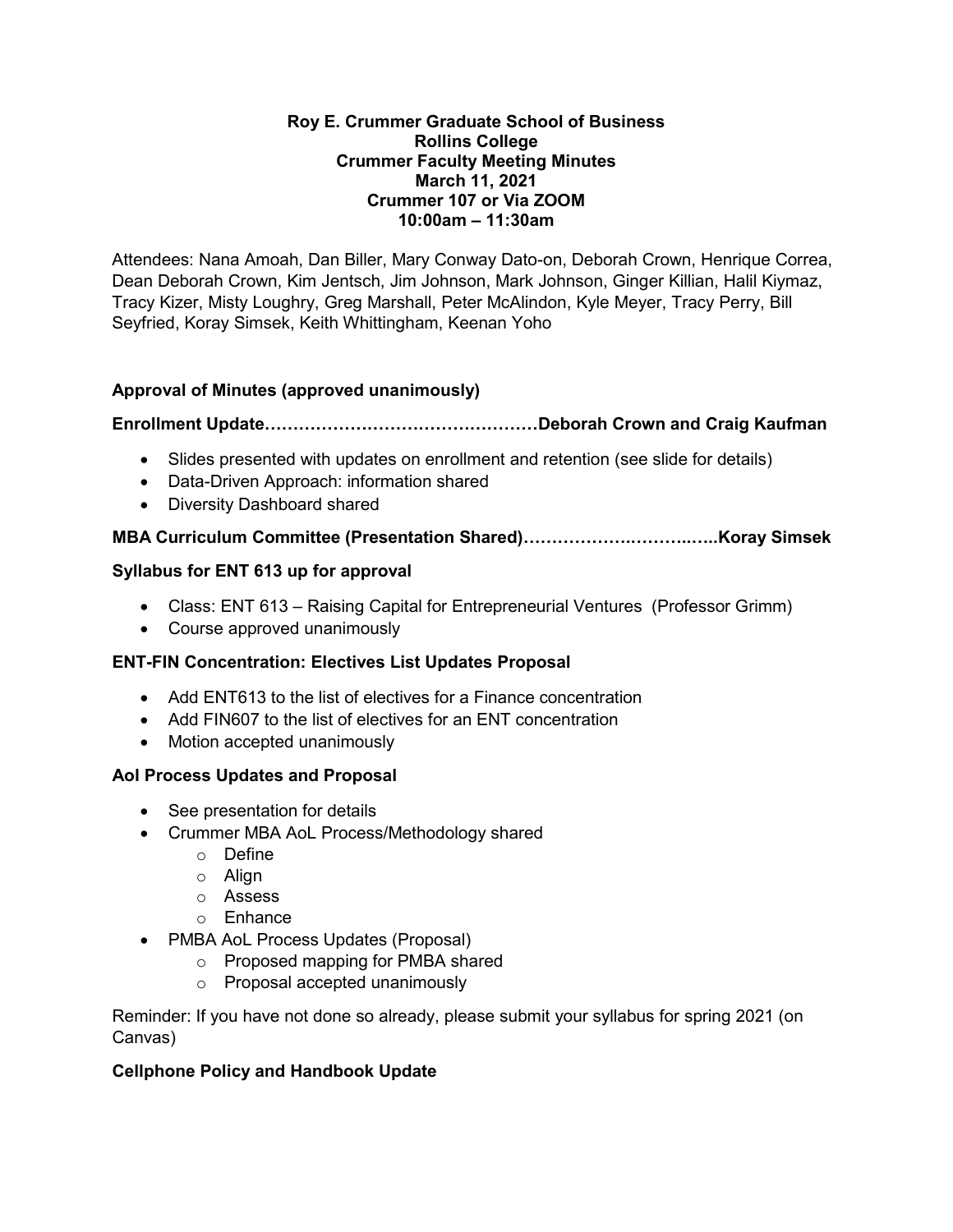**Roy E. Crummer Graduate School of Business**
**Rollins College**
**Crummer Faculty Meeting Minutes**
**March 11, 2021**
**Crummer 107 or Via ZOOM**
**10:00am – 11:30am**

Attendees: Nana Amoah, Dan Biller, Mary Conway Dato-on, Deborah Crown, Henrique Correa, Dean Deborah Crown, Kim Jentsch, Jim Johnson, Mark Johnson, Ginger Killian, Halil Kiymaz, Tracy Kizer, Misty Loughry, Greg Marshall, Peter McAlindon, Kyle Meyer, Tracy Perry, Bill Seyfried, Koray Simsek, Keith Whittingham, Keenan Yoho

**Approval of Minutes (approved unanimously)**

**Enrollment Update…………………………………………Deborah Crown and Craig Kaufman**

- Slides presented with updates on enrollment and retention (see slide for details)
- Data-Driven Approach: information shared
- Diversity Dashboard shared

**MBA Curriculum Committee (Presentation Shared)…………………………..…..Koray Simsek**

**Syllabus for ENT 613 up for approval**

- Class: ENT 613 – Raising Capital for Entrepreneurial Ventures (Professor Grimm)
- Course approved unanimously

**ENT-FIN Concentration: Electives List Updates Proposal**

- Add ENT613 to the list of electives for a Finance concentration
- Add FIN607 to the list of electives for an ENT concentration
- Motion accepted unanimously

**AoI Process Updates and Proposal**

- See presentation for details
- Crummer MBA AoL Process/Methodology shared
  - Define
  - Align
  - Assess
  - Enhance
- PMBA AoL Process Updates (Proposal)
  - Proposed mapping for PMBA shared
  - Proposal accepted unanimously

Reminder: If you have not done so already, please submit your syllabus for spring 2021 (on Canvas)

**Cellphone Policy and Handbook Update**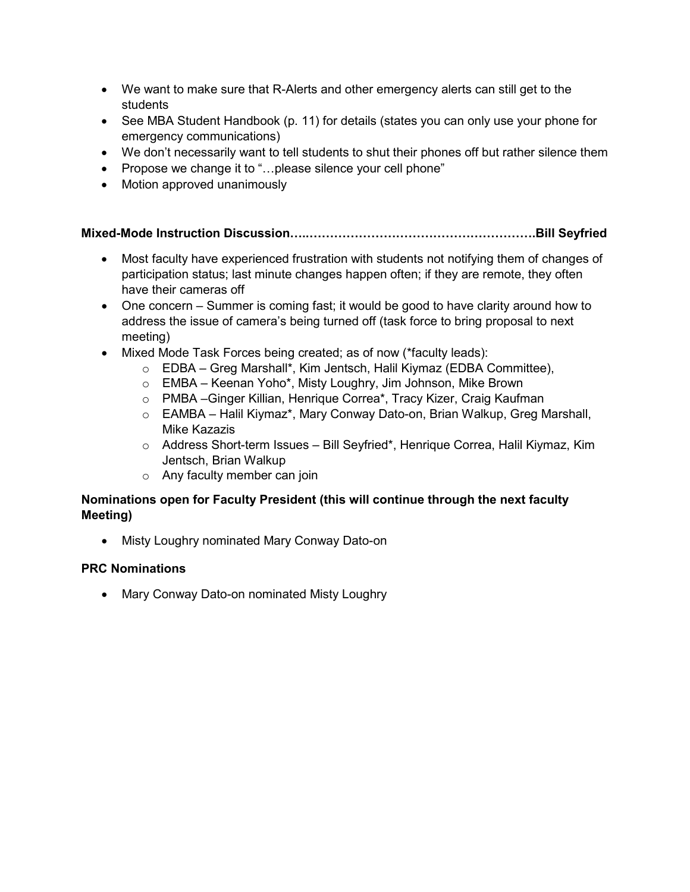- We want to make sure that R-Alerts and other emergency alerts can still get to the students
- See MBA Student Handbook (p. 11) for details (states you can only use your phone for emergency communications)
- We don't necessarily want to tell students to shut their phones off but rather silence them
- Propose we change it to "…please silence your cell phone"
- Motion approved unanimously

**Mixed-Mode Instruction Discussion…..………………………………………………Bill Seyfried**

- Most faculty have experienced frustration with students not notifying them of changes of participation status; last minute changes happen often; if they are remote, they often have their cameras off
- One concern – Summer is coming fast; it would be good to have clarity around how to address the issue of camera's being turned off (task force to bring proposal to next meeting)
- Mixed Mode Task Forces being created; as of now (*faculty leads):
    - EDBA – Greg Marshall*, Kim Jentsch, Halil Kiymaz (EDBA Committee),
    - EMBA – Keenan Yoho*, Misty Loughry, Jim Johnson, Mike Brown
    - PMBA –Ginger Killian, Henrique Correa*, Tracy Kizer, Craig Kaufman
    - EAMBA – Halil Kiymaz*, Mary Conway Dato-on, Brian Walkup, Greg Marshall, Mike Kazazis
    - Address Short-term Issues – Bill Seyfried*, Henrique Correa, Halil Kiymaz, Kim Jentsch, Brian Walkup
    - Any faculty member can join

**Nominations open for Faculty President (this will continue through the next faculty Meeting)**

- Misty Loughry nominated Mary Conway Dato-on

**PRC Nominations**

- Mary Conway Dato-on nominated Misty Loughry